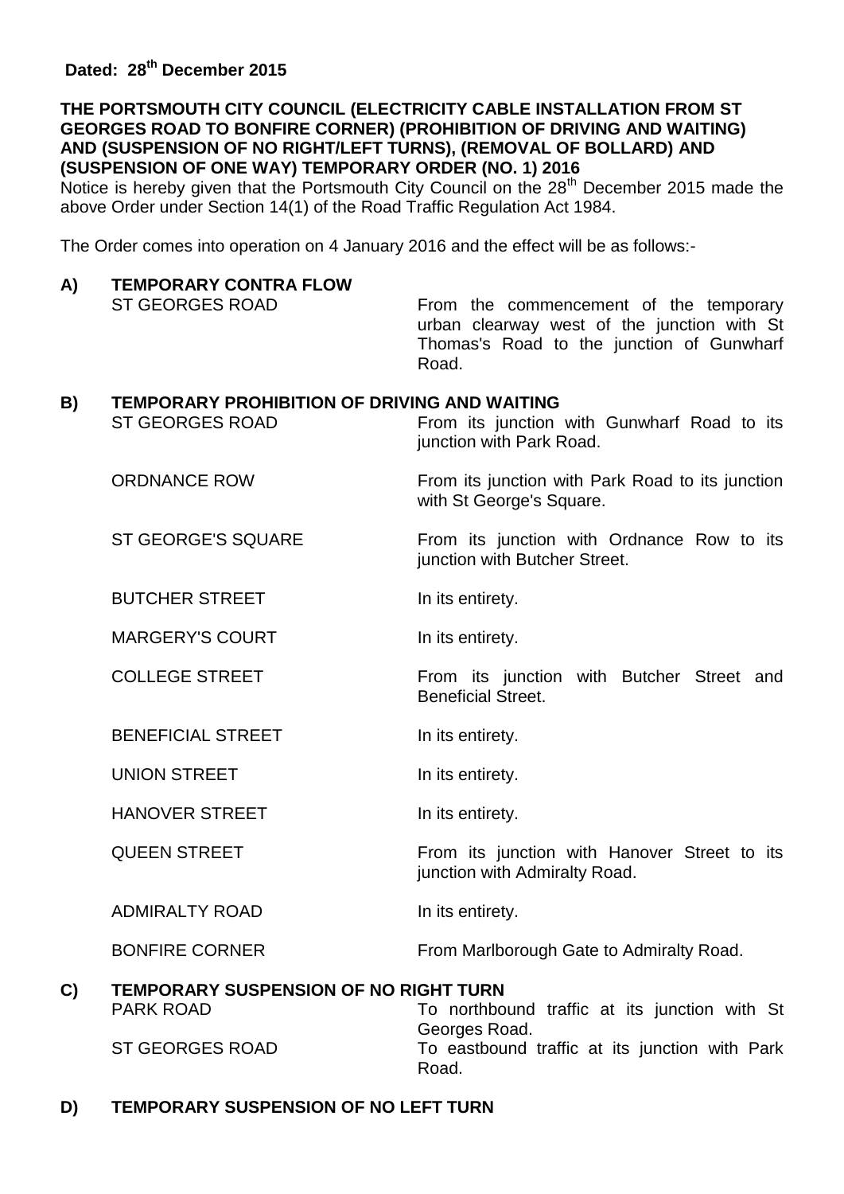**Dated: 28th December 2015**

**THE PORTSMOUTH CITY COUNCIL (ELECTRICITY CABLE INSTALLATION FROM ST GEORGES ROAD TO BONFIRE CORNER) (PROHIBITION OF DRIVING AND WAITING) AND (SUSPENSION OF NO RIGHT/LEFT TURNS), (REMOVAL OF BOLLARD) AND (SUSPENSION OF ONE WAY) TEMPORARY ORDER (NO. 1) 2016**

Notice is hereby given that the Portsmouth City Council on the 28th December 2015 made the above Order under Section 14(1) of the Road Traffic Regulation Act 1984.

The Order comes into operation on 4 January 2016 and the effect will be as follows:-

**A) TEMPORARY CONTRA FLOW**

| | |
|---|---|
| ST GEORGES ROAD | From the commencement of the temporary urban clearway west of the junction with St Thomas's Road to the junction of Gunwharf Road. |

**B) TEMPORARY PROHIBITION OF DRIVING AND WAITING**

| | |
|---|---|
| ST GEORGES ROAD | From its junction with Gunwharf Road to its junction with Park Road. |
| ORDNANCE ROW | From its junction with Park Road to its junction with St George's Square. |
| ST GEORGE'S SQUARE | From its junction with Ordnance Row to its junction with Butcher Street. |
| BUTCHER STREET | In its entirety. |
| MARGERY'S COURT | In its entirety. |
| COLLEGE STREET | From its junction with Butcher Street and Beneficial Street. |
| BENEFICIAL STREET | In its entirety. |
| UNION STREET | In its entirety. |
| HANOVER STREET | In its entirety. |
| QUEEN STREET | From its junction with Hanover Street to its junction with Admiralty Road. |
| ADMIRALTY ROAD | In its entirety. |
| BONFIRE CORNER | From Marlborough Gate to Admiralty Road. |

**C) TEMPORARY SUSPENSION OF NO RIGHT TURN**

| | |
|---|---|
| PARK ROAD | To northbound traffic at its junction with St Georges Road. |
| ST GEORGES ROAD | To eastbound traffic at its junction with Park Road. |

**D) TEMPORARY SUSPENSION OF NO LEFT TURN**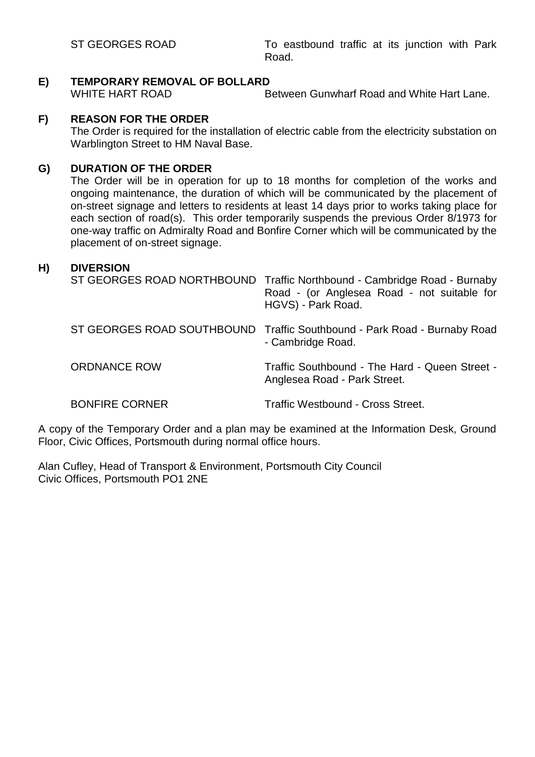| | |
|---|---|
| ST GEORGES ROAD | To eastbound traffic at its junction with Park Road. |

**E) TEMPORARY REMOVAL OF BOLLARD**

| | |
|---|---|
| WHITE HART ROAD | Between Gunwharf Road and White Hart Lane. |

**F) REASON FOR THE ORDER**

The Order is required for the installation of electric cable from the electricity substation on Warblington Street to HM Naval Base.

**G) DURATION OF THE ORDER**

The Order will be in operation for up to 18 months for completion of the works and ongoing maintenance, the duration of which will be communicated by the placement of on-street signage and letters to residents at least 14 days prior to works taking place for each section of road(s). This order temporarily suspends the previous Order 8/1973 for one-way traffic on Admiralty Road and Bonfire Corner which will be communicated by the placement of on-street signage.

**H) DIVERSION**

| | |
|---|---|
| ST GEORGES ROAD NORTHBOUND | Traffic Northbound - Cambridge Road - Burnaby Road - (or Anglesea Road - not suitable for HGVS) - Park Road. |
| ST GEORGES ROAD SOUTHBOUND | Traffic Southbound - Park Road - Burnaby Road - Cambridge Road. |
| ORDNANCE ROW | Traffic Southbound - The Hard - Queen Street - Anglesea Road - Park Street. |
| BONFIRE CORNER | Traffic Westbound - Cross Street. |

A copy of the Temporary Order and a plan may be examined at the Information Desk, Ground Floor, Civic Offices, Portsmouth during normal office hours.

Alan Cufley, Head of Transport & Environment, Portsmouth City Council
Civic Offices, Portsmouth PO1 2NE